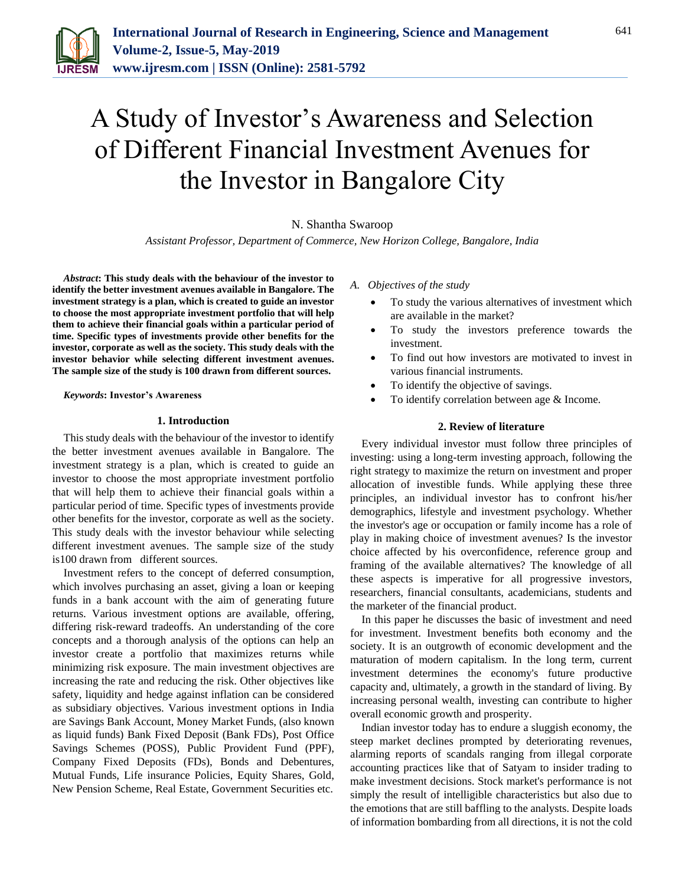# A Study of Investor's Awareness and Selection of Different Financial Investment Avenues for the Investor in Bangalore City

N. Shantha Swaroop

*Assistant Professor, Department of Commerce, New Horizon College, Bangalore, India*

***Abstract*: This study deals with the behaviour of the investor to identify the better investment avenues available in Bangalore. The investment strategy is a plan, which is created to guide an investor to choose the most appropriate investment portfolio that will help them to achieve their financial goals within a particular period of time. Specific types of investments provide other benefits for the investor, corporate as well as the society. This study deals with the investor behavior while selecting different investment avenues. The sample size of the study is 100 drawn from different sources.**

***Keywords*: Investor's Awareness**

## 1. Introduction

This study deals with the behaviour of the investor to identify the better investment avenues available in Bangalore. The investment strategy is a plan, which is created to guide an investor to choose the most appropriate investment portfolio that will help them to achieve their financial goals within a particular period of time. Specific types of investments provide other benefits for the investor, corporate as well as the society. This study deals with the investor behaviour while selecting different investment avenues. The sample size of the study is100 drawn from different sources.

Investment refers to the concept of deferred consumption, which involves purchasing an asset, giving a loan or keeping funds in a bank account with the aim of generating future returns. Various investment options are available, offering, differing risk-reward tradeoffs. An understanding of the core concepts and a thorough analysis of the options can help an investor create a portfolio that maximizes returns while minimizing risk exposure. The main investment objectives are increasing the rate and reducing the risk. Other objectives like safety, liquidity and hedge against inflation can be considered as subsidiary objectives. Various investment options in India are Savings Bank Account, Money Market Funds, (also known as liquid funds) Bank Fixed Deposit (Bank FDs), Post Office Savings Schemes (POSS), Public Provident Fund (PPF), Company Fixed Deposits (FDs), Bonds and Debentures, Mutual Funds, Life insurance Policies, Equity Shares, Gold, New Pension Scheme, Real Estate, Government Securities etc.

### *A. Objectives of the study*

- To study the various alternatives of investment which are available in the market?
- To study the investors preference towards the investment.
- To find out how investors are motivated to invest in various financial instruments.
- To identify the objective of savings.
- To identify correlation between age & Income.

## 2. Review of literature

Every individual investor must follow three principles of investing: using a long-term investing approach, following the right strategy to maximize the return on investment and proper allocation of investible funds. While applying these three principles, an individual investor has to confront his/her demographics, lifestyle and investment psychology. Whether the investor's age or occupation or family income has a role of play in making choice of investment avenues? Is the investor choice affected by his overconfidence, reference group and framing of the available alternatives? The knowledge of all these aspects is imperative for all progressive investors, researchers, financial consultants, academicians, students and the marketer of the financial product.

In this paper he discusses the basic of investment and need for investment. Investment benefits both economy and the society. It is an outgrowth of economic development and the maturation of modern capitalism. In the long term, current investment determines the economy's future productive capacity and, ultimately, a growth in the standard of living. By increasing personal wealth, investing can contribute to higher overall economic growth and prosperity.

Indian investor today has to endure a sluggish economy, the steep market declines prompted by deteriorating revenues, alarming reports of scandals ranging from illegal corporate accounting practices like that of Satyam to insider trading to make investment decisions. Stock market's performance is not simply the result of intelligible characteristics but also due to the emotions that are still baffling to the analysts. Despite loads of information bombarding from all directions, it is not the cold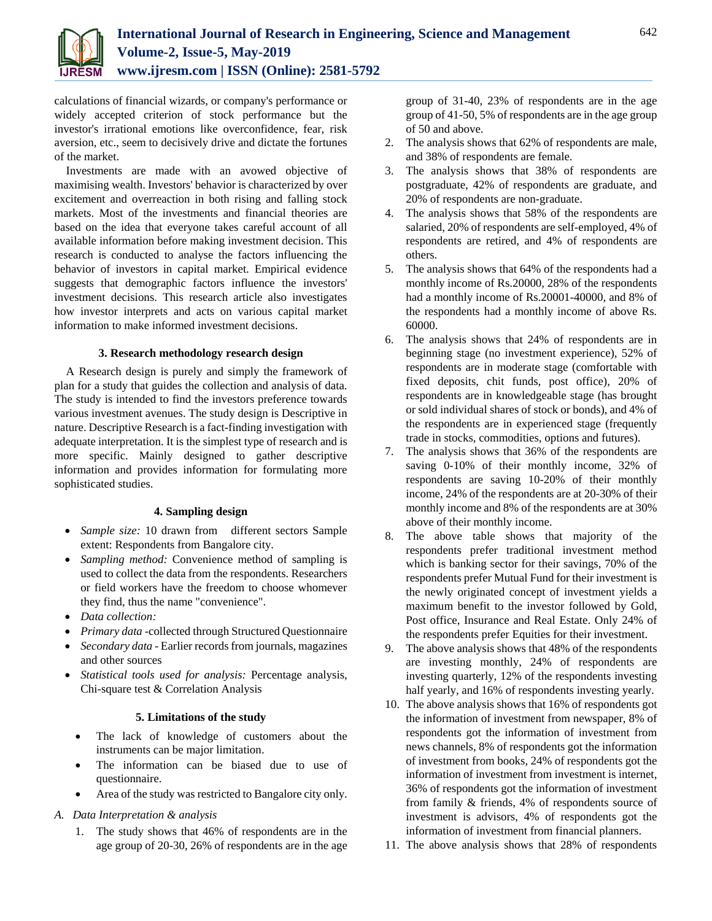calculations of financial wizards, or company's performance or widely accepted criterion of stock performance but the investor's irrational emotions like overconfidence, fear, risk aversion, etc., seem to decisively drive and dictate the fortunes of the market.

Investments are made with an avowed objective of maximising wealth. Investors' behavior is characterized by over excitement and overreaction in both rising and falling stock markets. Most of the investments and financial theories are based on the idea that everyone takes careful account of all available information before making investment decision. This research is conducted to analyse the factors influencing the behavior of investors in capital market. Empirical evidence suggests that demographic factors influence the investors' investment decisions. This research article also investigates how investor interprets and acts on various capital market information to make informed investment decisions.

## 3. Research methodology research design

A Research design is purely and simply the framework of plan for a study that guides the collection and analysis of data. The study is intended to find the investors preference towards various investment avenues. The study design is Descriptive in nature. Descriptive Research is a fact-finding investigation with adequate interpretation. It is the simplest type of research and is more specific. Mainly designed to gather descriptive information and provides information for formulating more sophisticated studies.

## 4. Sampling design

- *Sample size:* 10 drawn from different sectors Sample extent: Respondents from Bangalore city.
- *Sampling method:* Convenience method of sampling is used to collect the data from the respondents. Researchers or field workers have the freedom to choose whomever they find, thus the name "convenience".
- *Data collection:*
- *Primary data* -collected through Structured Questionnaire
- *Secondary data* - Earlier records from journals, magazines and other sources
- *Statistical tools used for analysis:* Percentage analysis, Chi-square test & Correlation Analysis

## 5. Limitations of the study

- The lack of knowledge of customers about the instruments can be major limitation.
- The information can be biased due to use of questionnaire.
- Area of the study was restricted to Bangalore city only.

### A. Data Interpretation & analysis

1. The study shows that 46% of respondents are in the age group of 20-30, 26% of respondents are in the age group of 31-40, 23% of respondents are in the age group of 41-50, 5% of respondents are in the age group of 50 and above.
2. The analysis shows that 62% of respondents are male, and 38% of respondents are female.
3. The analysis shows that 38% of respondents are postgraduate, 42% of respondents are graduate, and 20% of respondents are non-graduate.
4. The analysis shows that 58% of the respondents are salaried, 20% of respondents are self-employed, 4% of respondents are retired, and 4% of respondents are others.
5. The analysis shows that 64% of the respondents had a monthly income of Rs.20000, 28% of the respondents had a monthly income of Rs.20001-40000, and 8% of the respondents had a monthly income of above Rs. 60000.
6. The analysis shows that 24% of respondents are in beginning stage (no investment experience), 52% of respondents are in moderate stage (comfortable with fixed deposits, chit funds, post office), 20% of respondents are in knowledgeable stage (has brought or sold individual shares of stock or bonds), and 4% of the respondents are in experienced stage (frequently trade in stocks, commodities, options and futures).
7. The analysis shows that 36% of the respondents are saving 0-10% of their monthly income, 32% of respondents are saving 10-20% of their monthly income, 24% of the respondents are at 20-30% of their monthly income and 8% of the respondents are at 30% above of their monthly income.
8. The above table shows that majority of the respondents prefer traditional investment method which is banking sector for their savings, 70% of the respondents prefer Mutual Fund for their investment is the newly originated concept of investment yields a maximum benefit to the investor followed by Gold, Post office, Insurance and Real Estate. Only 24% of the respondents prefer Equities for their investment.
9. The above analysis shows that 48% of the respondents are investing monthly, 24% of respondents are investing quarterly, 12% of the respondents investing half yearly, and 16% of respondents investing yearly.
10. The above analysis shows that 16% of respondents got the information of investment from newspaper, 8% of respondents got the information of investment from news channels, 8% of respondents got the information of investment from books, 24% of respondents got the information of investment from investment is internet, 36% of respondents got the information of investment from family & friends, 4% of respondents source of investment is advisors, 4% of respondents got the information of investment from financial planners.
11. The above analysis shows that 28% of respondents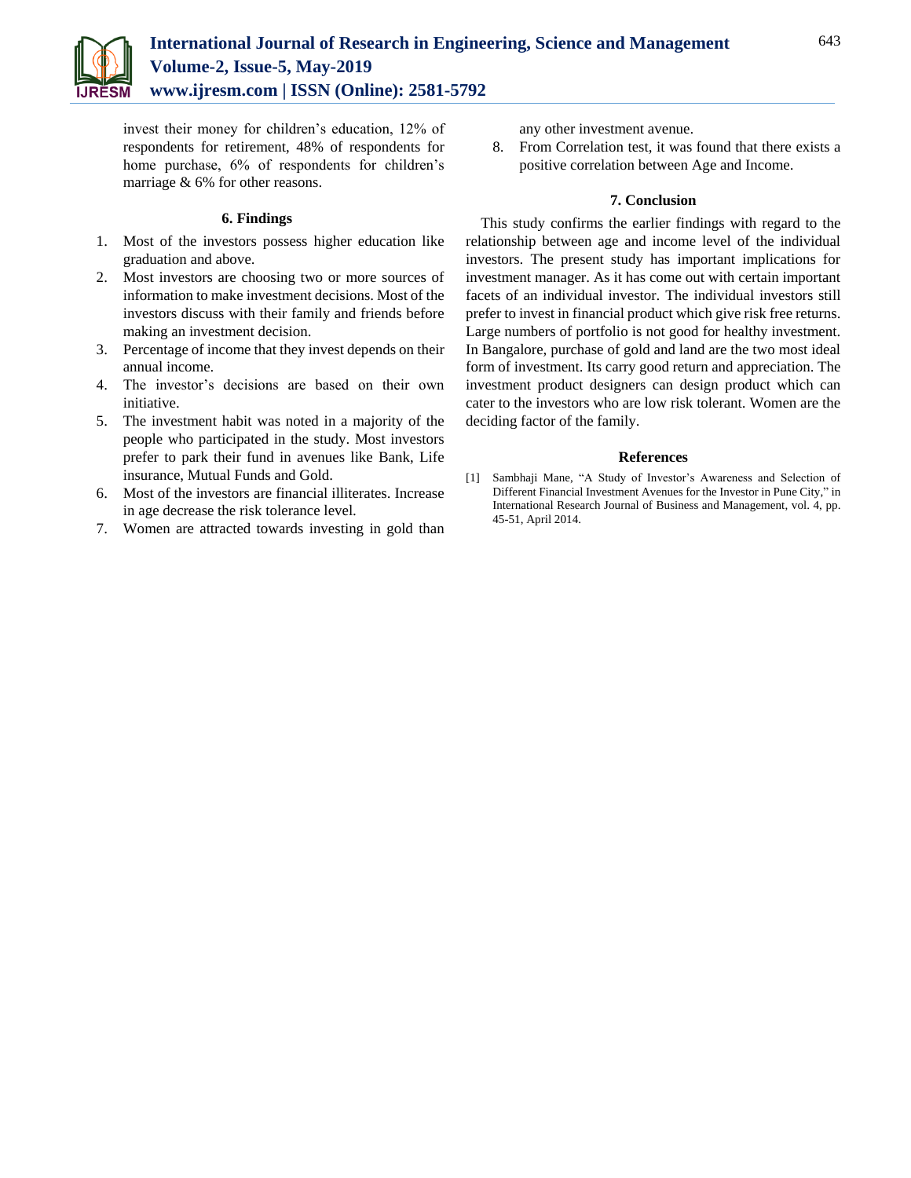invest their money for children's education, 12% of respondents for retirement, 48% of respondents for home purchase, 6% of respondents for children's marriage & 6% for other reasons.

## 6. Findings

1. Most of the investors possess higher education like graduation and above.
2. Most investors are choosing two or more sources of information to make investment decisions. Most of the investors discuss with their family and friends before making an investment decision.
3. Percentage of income that they invest depends on their annual income.
4. The investor's decisions are based on their own initiative.
5. The investment habit was noted in a majority of the people who participated in the study. Most investors prefer to park their fund in avenues like Bank, Life insurance, Mutual Funds and Gold.
6. Most of the investors are financial illiterates. Increase in age decrease the risk tolerance level.
7. Women are attracted towards investing in gold than any other investment avenue.
8. From Correlation test, it was found that there exists a positive correlation between Age and Income.

## 7. Conclusion

This study confirms the earlier findings with regard to the relationship between age and income level of the individual investors. The present study has important implications for investment manager. As it has come out with certain important facets of an individual investor. The individual investors still prefer to invest in financial product which give risk free returns. Large numbers of portfolio is not good for healthy investment. In Bangalore, purchase of gold and land are the two most ideal form of investment. Its carry good return and appreciation. The investment product designers can design product which can cater to the investors who are low risk tolerant. Women are the deciding factor of the family.

## References

[1] Sambhaji Mane, "A Study of Investor's Awareness and Selection of Different Financial Investment Avenues for the Investor in Pune City," in International Research Journal of Business and Management, vol. 4, pp. 45-51, April 2014.